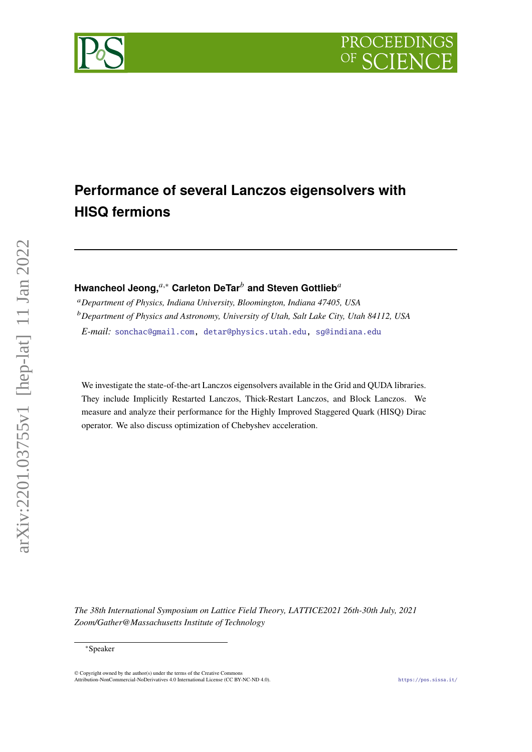# Performance of several Lanczos eigensolvers with HISQ fermions

**Hwancheol Jeong,**[a,*] **Carleton DeTar**[b] **and Steven Gottlieb**[a]

[a] *Department of Physics, Indiana University, Bloomington, Indiana 47405, USA*

[b] *Department of Physics and Astronomy, University of Utah, Salt Lake City, Utah 84112, USA*

*E-mail:* sonchac@gmail.com, detar@physics.utah.edu, sg@indiana.edu

We investigate the state-of-the-art Lanczos eigensolvers available in the Grid and QUDA libraries. They include Implicitly Restarted Lanczos, Thick-Restart Lanczos, and Block Lanczos. We measure and analyze their performance for the Highly Improved Staggered Quark (HISQ) Dirac operator. We also discuss optimization of Chebyshev acceleration.

*The 38th International Symposium on Lattice Field Theory, LATTICE2021 26th-30th July, 2021*
*Zoom/Gather@Massachusetts Institute of Technology*

*Speaker

© Copyright owned by the author(s) under the terms of the Creative Commons Attribution-NonCommercial-NoDerivatives 4.0 International License (CC BY-NC-ND 4.0).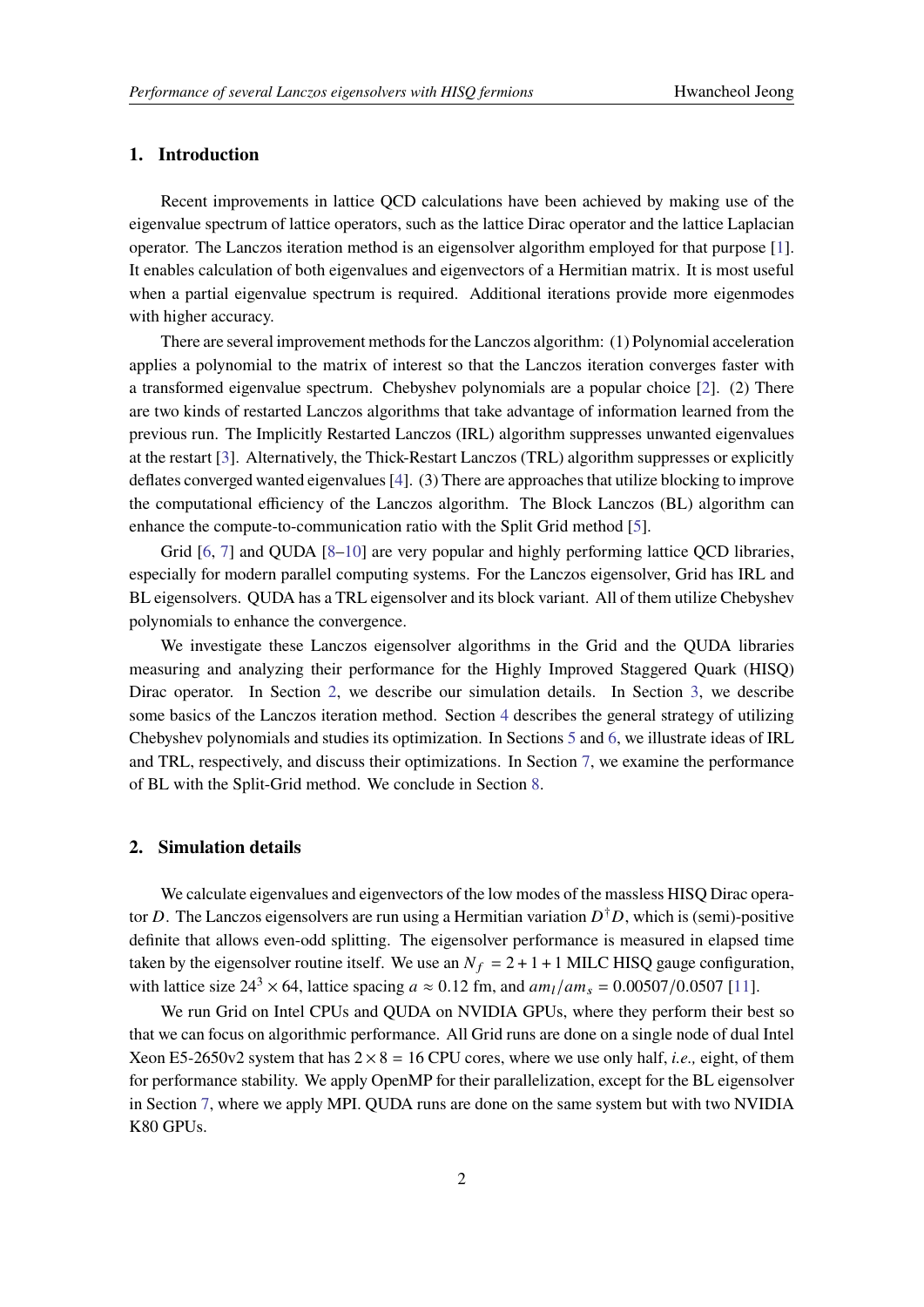## 1. Introduction

Recent improvements in lattice QCD calculations have been achieved by making use of the eigenvalue spectrum of lattice operators, such as the lattice Dirac operator and the lattice Laplacian operator. The Lanczos iteration method is an eigensolver algorithm employed for that purpose [1]. It enables calculation of both eigenvalues and eigenvectors of a Hermitian matrix. It is most useful when a partial eigenvalue spectrum is required. Additional iterations provide more eigenmodes with higher accuracy.

There are several improvement methods for the Lanczos algorithm: (1) Polynomial acceleration applies a polynomial to the matrix of interest so that the Lanczos iteration converges faster with a transformed eigenvalue spectrum. Chebyshev polynomials are a popular choice [2]. (2) There are two kinds of restarted Lanczos algorithms that take advantage of information learned from the previous run. The Implicitly Restarted Lanczos (IRL) algorithm suppresses unwanted eigenvalues at the restart [3]. Alternatively, the Thick-Restart Lanczos (TRL) algorithm suppresses or explicitly deflates converged wanted eigenvalues [4]. (3) There are approaches that utilize blocking to improve the computational efficiency of the Lanczos algorithm. The Block Lanczos (BL) algorithm can enhance the compute-to-communication ratio with the Split Grid method [5].

Grid [6, 7] and QUDA [8–10] are very popular and highly performing lattice QCD libraries, especially for modern parallel computing systems. For the Lanczos eigensolver, Grid has IRL and BL eigensolvers. QUDA has a TRL eigensolver and its block variant. All of them utilize Chebyshev polynomials to enhance the convergence.

We investigate these Lanczos eigensolver algorithms in the Grid and the QUDA libraries measuring and analyzing their performance for the Highly Improved Staggered Quark (HISQ) Dirac operator. In Section 2, we describe our simulation details. In Section 3, we describe some basics of the Lanczos iteration method. Section 4 describes the general strategy of utilizing Chebyshev polynomials and studies its optimization. In Sections 5 and 6, we illustrate ideas of IRL and TRL, respectively, and discuss their optimizations. In Section 7, we examine the performance of BL with the Split-Grid method. We conclude in Section 8.

## 2. Simulation details

We calculate eigenvalues and eigenvectors of the low modes of the massless HISQ Dirac operator $D$. The Lanczos eigensolvers are run using a Hermitian variation $D^\dagger D$, which is (semi)-positive definite that allows even-odd splitting. The eigensolver performance is measured in elapsed time taken by the eigensolver routine itself. We use an $N_f = 2 + 1 + 1$ MILC HISQ gauge configuration, with lattice size $24^3 \times 64$, lattice spacing $a \approx 0.12$ fm, and $am_l/am_s = 0.00507/0.0507$ [11].

We run Grid on Intel CPUs and QUDA on NVIDIA GPUs, where they perform their best so that we can focus on algorithmic performance. All Grid runs are done on a single node of dual Intel Xeon E5-2650v2 system that has $2 \times 8 = 16$ CPU cores, where we use only half, *i.e.,* eight, of them for performance stability. We apply OpenMP for their parallelization, except for the BL eigensolver in Section 7, where we apply MPI. QUDA runs are done on the same system but with two NVIDIA K80 GPUs.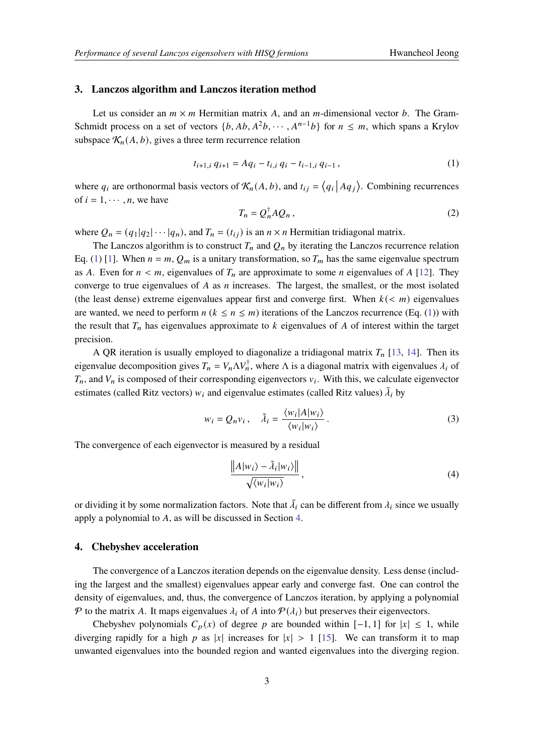## 3. Lanczos algorithm and Lanczos iteration method

Let us consider an $m \times m$ Hermitian matrix $A$, and an $m$-dimensional vector $b$. The Gram-Schmidt process on a set of vectors $\{b, Ab, A^2b, \cdots, A^{n-1}b\}$ for $n \leq m$, which spans a Krylov subspace $\mathcal{K}_n(A, b)$, gives a three term recurrence relation

$$t_{i+1,i}\, q_{i+1} = Aq_i - t_{i,i}\, q_i - t_{i-1,i}\, q_{i-1}\,, \tag{1}$$

where $q_i$ are orthonormal basis vectors of $\mathcal{K}_n(A, b)$, and $t_{ij} = \langle q_i \,|\, Aq_j \rangle$. Combining recurrences of $i = 1, \cdots, n$, we have

$$T_n = Q_n^\dagger A Q_n\,, \tag{2}$$

where $Q_n = (q_1|q_2|\cdots|q_n)$, and $T_n = (t_{ij})$ is an $n \times n$ Hermitian tridiagonal matrix.

The Lanczos algorithm is to construct $T_n$ and $Q_n$ by iterating the Lanczos recurrence relation Eq. (1) [1]. When $n = m$, $Q_m$ is a unitary transformation, so $T_m$ has the same eigenvalue spectrum as $A$. Even for $n < m$, eigenvalues of $T_n$ are approximate to some $n$ eigenvalues of $A$ [12]. They converge to true eigenvalues of $A$ as $n$ increases. The largest, the smallest, or the most isolated (the least dense) extreme eigenvalues appear first and converge first. When $k(< m)$ eigenvalues are wanted, we need to perform $n$ ($k \leq n \leq m$) iterations of the Lanczos recurrence (Eq. (1)) with the result that $T_n$ has eigenvalues approximate to $k$ eigenvalues of $A$ of interest within the target precision.

A QR iteration is usually employed to diagonalize a tridiagonal matrix $T_n$ [13, 14]. Then its eigenvalue decomposition gives $T_n = V_n \Lambda V_n^\dagger$, where $\Lambda$ is a diagonal matrix with eigenvalues $\lambda_i$ of $T_n$, and $V_n$ is composed of their corresponding eigenvectors $v_i$. With this, we calculate eigenvector estimates (called Ritz vectors) $w_i$ and eigenvalue estimates (called Ritz values) $\tilde{\lambda}_i$ by

$$w_i = Q_n v_i\,, \quad \tilde{\lambda}_i = \frac{\langle w_i|A|w_i\rangle}{\langle w_i|w_i\rangle}\,. \tag{3}$$

The convergence of each eigenvector is measured by a residual

$$\frac{\left\| A|w_i\rangle - \tilde{\lambda}_i|w_i\rangle \right\|}{\sqrt{\langle w_i|w_i\rangle}}\,, \tag{4}$$

or dividing it by some normalization factors. Note that $\tilde{\lambda}_i$ can be different from $\lambda_i$ since we usually apply a polynomial to $A$, as will be discussed in Section 4.

## 4. Chebyshev acceleration

The convergence of a Lanczos iteration depends on the eigenvalue density. Less dense (including the largest and the smallest) eigenvalues appear early and converge fast. One can control the density of eigenvalues, and, thus, the convergence of Lanczos iteration, by applying a polynomial $\mathcal{P}$ to the matrix $A$. It maps eigenvalues $\lambda_i$ of $A$ into $\mathcal{P}(\lambda_i)$ but preserves their eigenvectors.

Chebyshev polynomials $C_p(x)$ of degree $p$ are bounded within $[-1, 1]$ for $|x| \leq 1$, while diverging rapidly for a high $p$ as $|x|$ increases for $|x| > 1$ [15]. We can transform it to map unwanted eigenvalues into the bounded region and wanted eigenvalues into the diverging region.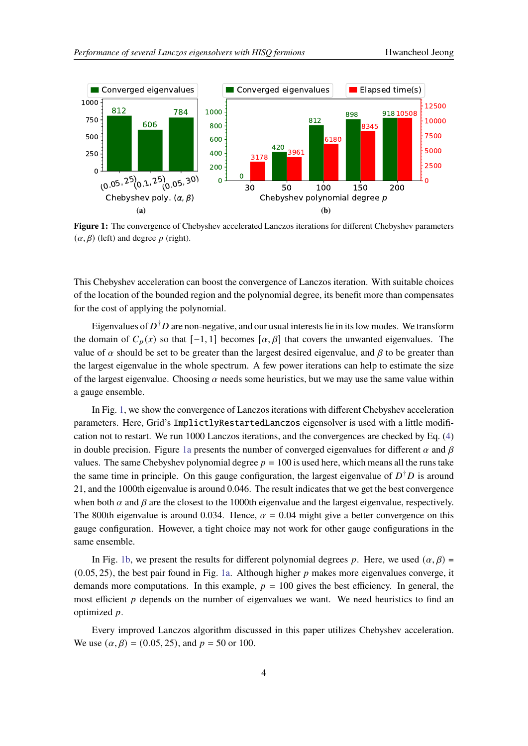**Figure 1:** The convergence of Chebyshev accelerated Lanczos iterations for different Chebyshev parameters $(\alpha, \beta)$ (left) and degree $p$ (right).

This Chebyshev acceleration can boost the convergence of Lanczos iteration. With suitable choices of the location of the bounded region and the polynomial degree, its benefit more than compensates for the cost of applying the polynomial.

Eigenvalues of $D^\dagger D$ are non-negative, and our usual interests lie in its low modes. We transform the domain of $C_p(x)$ so that $[-1, 1]$ becomes $[\alpha, \beta]$ that covers the unwanted eigenvalues. The value of $\alpha$ should be set to be greater than the largest desired eigenvalue, and $\beta$ to be greater than the largest eigenvalue in the whole spectrum. A few power iterations can help to estimate the size of the largest eigenvalue. Choosing $\alpha$ needs some heuristics, but we may use the same value within a gauge ensemble.

In Fig. 1, we show the convergence of Lanczos iterations with different Chebyshev acceleration parameters. Here, Grid's `ImplictlyRestartedLanczos` eigensolver is used with a little modification not to restart. We run 1000 Lanczos iterations, and the convergences are checked by Eq. (4) in double precision. Figure 1a presents the number of converged eigenvalues for different $\alpha$ and $\beta$ values. The same Chebyshev polynomial degree $p = 100$ is used here, which means all the runs take the same time in principle. On this gauge configuration, the largest eigenvalue of $D^\dagger D$ is around 21, and the 1000th eigenvalue is around 0.046. The result indicates that we get the best convergence when both $\alpha$ and $\beta$ are the closest to the 1000th eigenvalue and the largest eigenvalue, respectively. The 800th eigenvalue is around 0.034. Hence, $\alpha = 0.04$ might give a better convergence on this gauge configuration. However, a tight choice may not work for other gauge configurations in the same ensemble.

In Fig. 1b, we present the results for different polynomial degrees $p$. Here, we used $(\alpha, \beta) = (0.05, 25)$, the best pair found in Fig. 1a. Although higher $p$ makes more eigenvalues converge, it demands more computations. In this example, $p = 100$ gives the best efficiency. In general, the most efficient $p$ depends on the number of eigenvalues we want. We need heuristics to find an optimized $p$.

Every improved Lanczos algorithm discussed in this paper utilizes Chebyshev acceleration. We use $(\alpha, \beta) = (0.05, 25)$, and $p = 50$ or 100.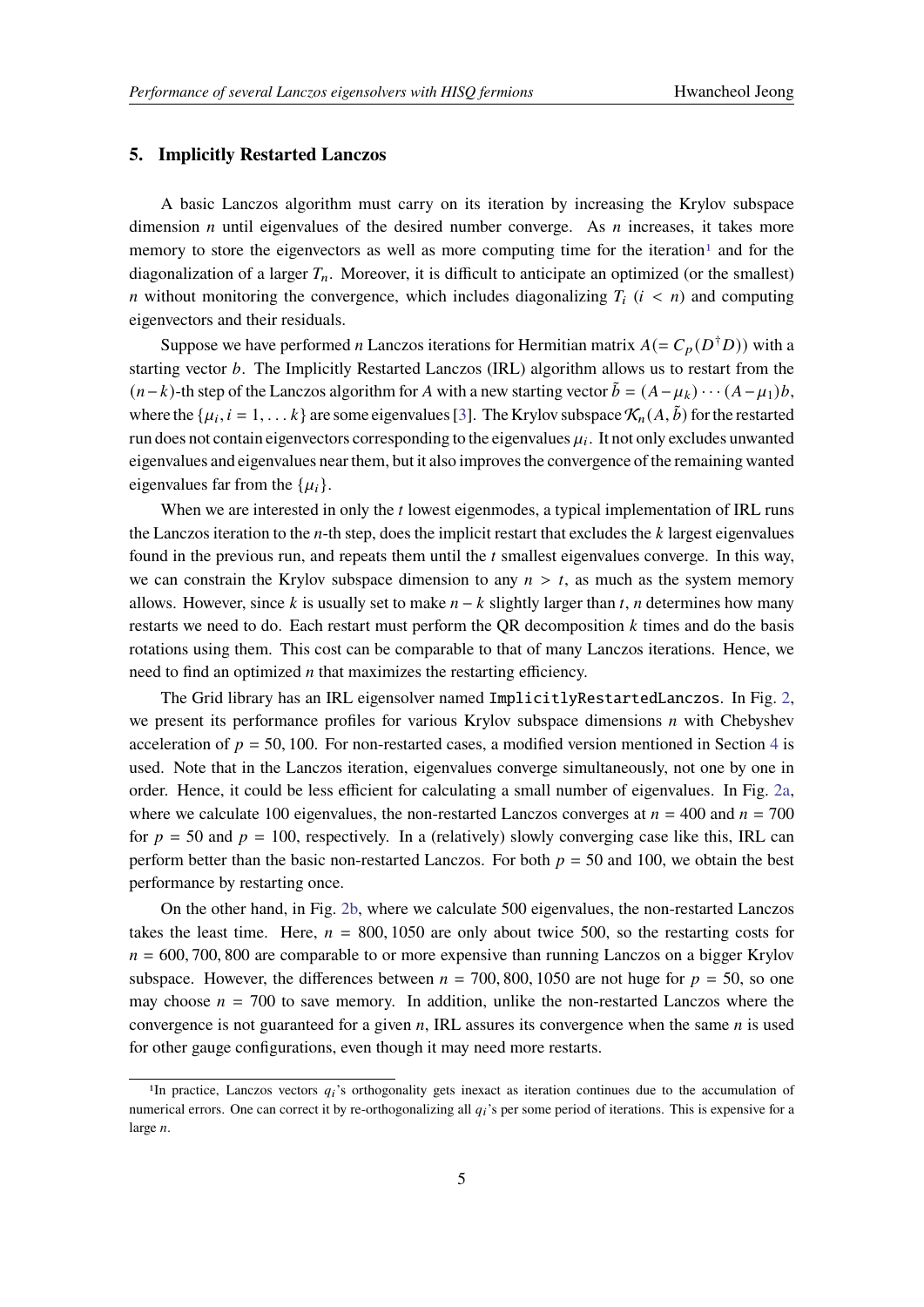## 5. Implicitly Restarted Lanczos

A basic Lanczos algorithm must carry on its iteration by increasing the Krylov subspace dimension $n$ until eigenvalues of the desired number converge. As $n$ increases, it takes more memory to store the eigenvectors as well as more computing time for the iteration[1] and for the diagonalization of a larger $T_n$. Moreover, it is difficult to anticipate an optimized (or the smallest) $n$ without monitoring the convergence, which includes diagonalizing $T_i$ ($i < n$) and computing eigenvectors and their residuals.

Suppose we have performed $n$ Lanczos iterations for Hermitian matrix $A(= C_p(D^\dagger D))$ with a starting vector $b$. The Implicitly Restarted Lanczos (IRL) algorithm allows us to restart from the $(n-k)$-th step of the Lanczos algorithm for $A$ with a new starting vector $\tilde{b} = (A - \mu_k) \cdots (A - \mu_1) b$, where the $\{\mu_i, i = 1, \ldots k\}$ are some eigenvalues [3]. The Krylov subspace $\mathcal{K}_n(A, \tilde{b})$ for the restarted run does not contain eigenvectors corresponding to the eigenvalues $\mu_i$. It not only excludes unwanted eigenvalues and eigenvalues near them, but it also improves the convergence of the remaining wanted eigenvalues far from the $\{\mu_i\}$.

When we are interested in only the $t$ lowest eigenmodes, a typical implementation of IRL runs the Lanczos iteration to the $n$-th step, does the implicit restart that excludes the $k$ largest eigenvalues found in the previous run, and repeats them until the $t$ smallest eigenvalues converge. In this way, we can constrain the Krylov subspace dimension to any $n > t$, as much as the system memory allows. However, since $k$ is usually set to make $n - k$ slightly larger than $t$, $n$ determines how many restarts we need to do. Each restart must perform the QR decomposition $k$ times and do the basis rotations using them. This cost can be comparable to that of many Lanczos iterations. Hence, we need to find an optimized $n$ that maximizes the restarting efficiency.

The Grid library has an IRL eigensolver named `ImplicitlyRestartedLanczos`. In Fig. 2, we present its performance profiles for various Krylov subspace dimensions $n$ with Chebyshev acceleration of $p = 50, 100$. For non-restarted cases, a modified version mentioned in Section 4 is used. Note that in the Lanczos iteration, eigenvalues converge simultaneously, not one by one in order. Hence, it could be less efficient for calculating a small number of eigenvalues. In Fig. 2a, where we calculate 100 eigenvalues, the non-restarted Lanczos converges at $n = 400$ and $n = 700$ for $p = 50$ and $p = 100$, respectively. In a (relatively) slowly converging case like this, IRL can perform better than the basic non-restarted Lanczos. For both $p = 50$ and 100, we obtain the best performance by restarting once.

On the other hand, in Fig. 2b, where we calculate 500 eigenvalues, the non-restarted Lanczos takes the least time. Here, $n = 800, 1050$ are only about twice 500, so the restarting costs for $n = 600, 700, 800$ are comparable to or more expensive than running Lanczos on a bigger Krylov subspace. However, the differences between $n = 700, 800, 1050$ are not huge for $p = 50$, so one may choose $n = 700$ to save memory. In addition, unlike the non-restarted Lanczos where the convergence is not guaranteed for a given $n$, IRL assures its convergence when the same $n$ is used for other gauge configurations, even though it may need more restarts.

[1] In practice, Lanczos vectors $q_i$'s orthogonality gets inexact as iteration continues due to the accumulation of numerical errors. One can correct it by re-orthogonalizing all $q_i$'s per some period of iterations. This is expensive for a large $n$.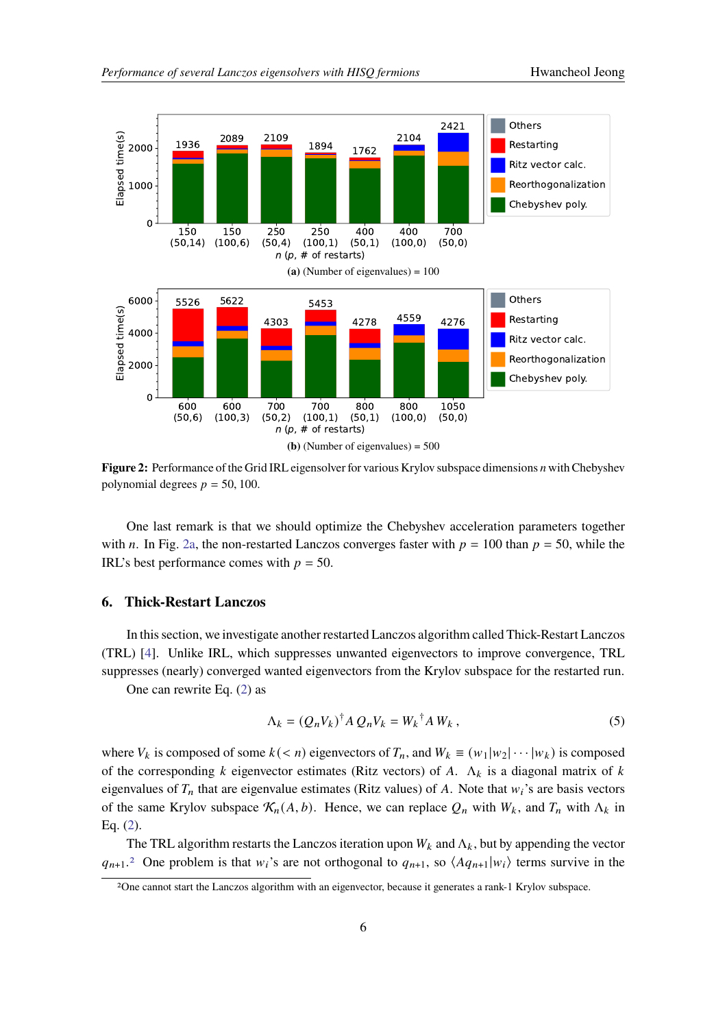**(a)** (Number of eigenvalues) = 100

**(b)** (Number of eigenvalues) = 500

**Figure 2:** Performance of the Grid IRL eigensolver for various Krylov subspace dimensions $n$ with Chebyshev polynomial degrees $p = 50, 100$.

One last remark is that we should optimize the Chebyshev acceleration parameters together with $n$. In Fig. 2a, the non-restarted Lanczos converges faster with $p = 100$ than $p = 50$, while the IRL's best performance comes with $p = 50$.

## 6. Thick-Restart Lanczos

In this section, we investigate another restarted Lanczos algorithm called Thick-Restart Lanczos (TRL) [4]. Unlike IRL, which suppresses unwanted eigenvectors to improve convergence, TRL suppresses (nearly) converged wanted eigenvectors from the Krylov subspace for the restarted run.

One can rewrite Eq. (2) as

$$\Lambda_k = (Q_n V_k)^\dagger A \, Q_n V_k = {W_k}^\dagger A \, W_k \,, \tag{5}$$

where $V_k$ is composed of some $k(< n)$ eigenvectors of $T_n$, and $W_k \equiv (w_1|w_2|\cdots|w_k)$ is composed of the corresponding $k$ eigenvector estimates (Ritz vectors) of $A$. $\Lambda_k$ is a diagonal matrix of $k$ eigenvalues of $T_n$ that are eigenvalue estimates (Ritz values) of $A$. Note that $w_i$'s are basis vectors of the same Krylov subspace $\mathcal{K}_n(A, b)$. Hence, we can replace $Q_n$ with $W_k$, and $T_n$ with $\Lambda_k$ in Eq. (2).

The TRL algorithm restarts the Lanczos iteration upon $W_k$ and $\Lambda_k$, but by appending the vector $q_{n+1}$.[2] One problem is that $w_i$'s are not orthogonal to $q_{n+1}$, so $\langle A q_{n+1} | w_i \rangle$ terms survive in the

[2]One cannot start the Lanczos algorithm with an eigenvector, because it generates a rank-1 Krylov subspace.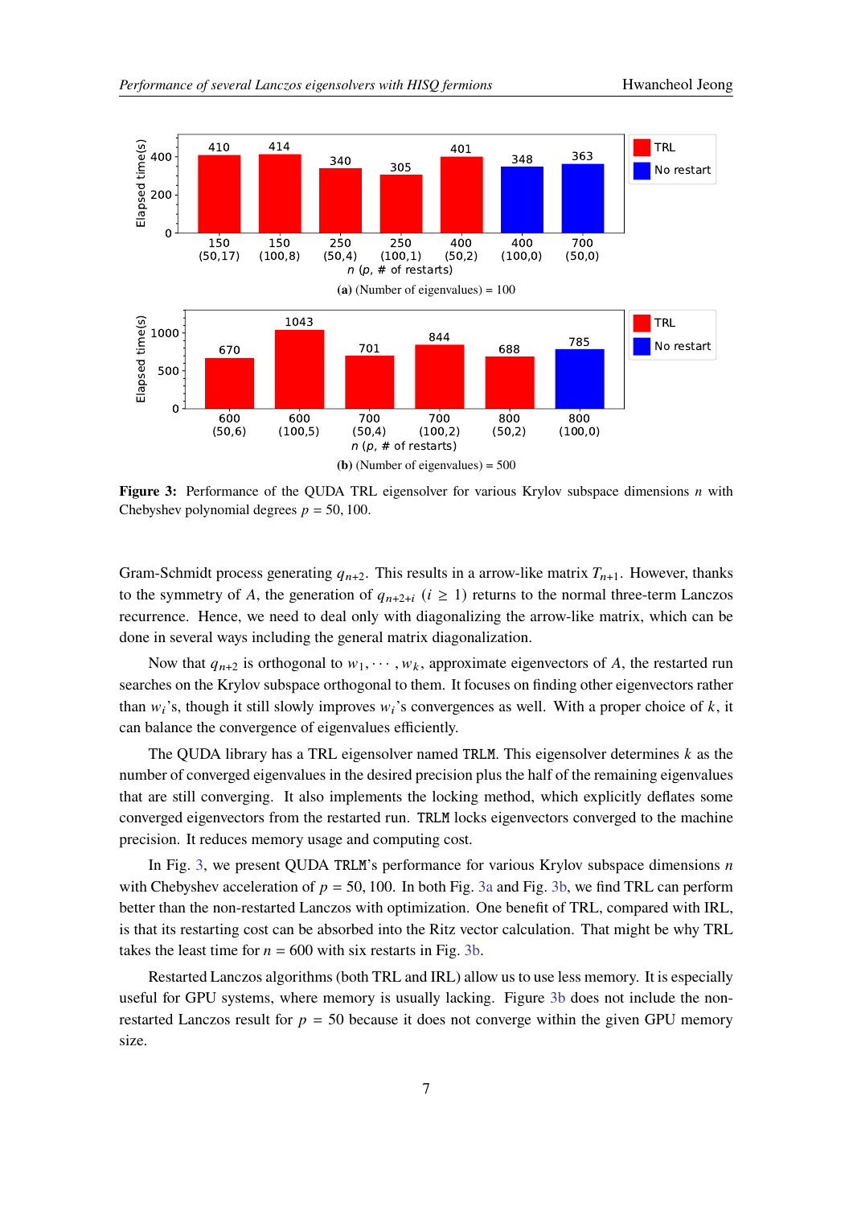(a) (Number of eigenvalues) = 100

(b) (Number of eigenvalues) = 500

**Figure 3:** Performance of the QUDA TRL eigensolver for various Krylov subspace dimensions $n$ with Chebyshev polynomial degrees $p = 50, 100$.

Gram-Schmidt process generating $q_{n+2}$. This results in a arrow-like matrix $T_{n+1}$. However, thanks to the symmetry of $A$, the generation of $q_{n+2+i}$ ($i \geq 1$) returns to the normal three-term Lanczos recurrence. Hence, we need to deal only with diagonalizing the arrow-like matrix, which can be done in several ways including the general matrix diagonalization.

Now that $q_{n+2}$ is orthogonal to $w_1, \cdots, w_k$, approximate eigenvectors of $A$, the restarted run searches on the Krylov subspace orthogonal to them. It focuses on finding other eigenvectors rather than $w_i$'s, though it still slowly improves $w_i$'s convergences as well. With a proper choice of $k$, it can balance the convergence of eigenvalues efficiently.

The QUDA library has a TRL eigensolver named `TRLM`. This eigensolver determines $k$ as the number of converged eigenvalues in the desired precision plus the half of the remaining eigenvalues that are still converging. It also implements the locking method, which explicitly deflates some converged eigenvectors from the restarted run. `TRLM` locks eigenvectors converged to the machine precision. It reduces memory usage and computing cost.

In Fig. 3, we present QUDA `TRLM`'s performance for various Krylov subspace dimensions $n$ with Chebyshev acceleration of $p = 50, 100$. In both Fig. 3a and Fig. 3b, we find TRL can perform better than the non-restarted Lanczos with optimization. One benefit of TRL, compared with IRL, is that its restarting cost can be absorbed into the Ritz vector calculation. That might be why TRL takes the least time for $n = 600$ with six restarts in Fig. 3b.

Restarted Lanczos algorithms (both TRL and IRL) allow us to use less memory. It is especially useful for GPU systems, where memory is usually lacking. Figure 3b does not include the non-restarted Lanczos result for $p = 50$ because it does not converge within the given GPU memory size.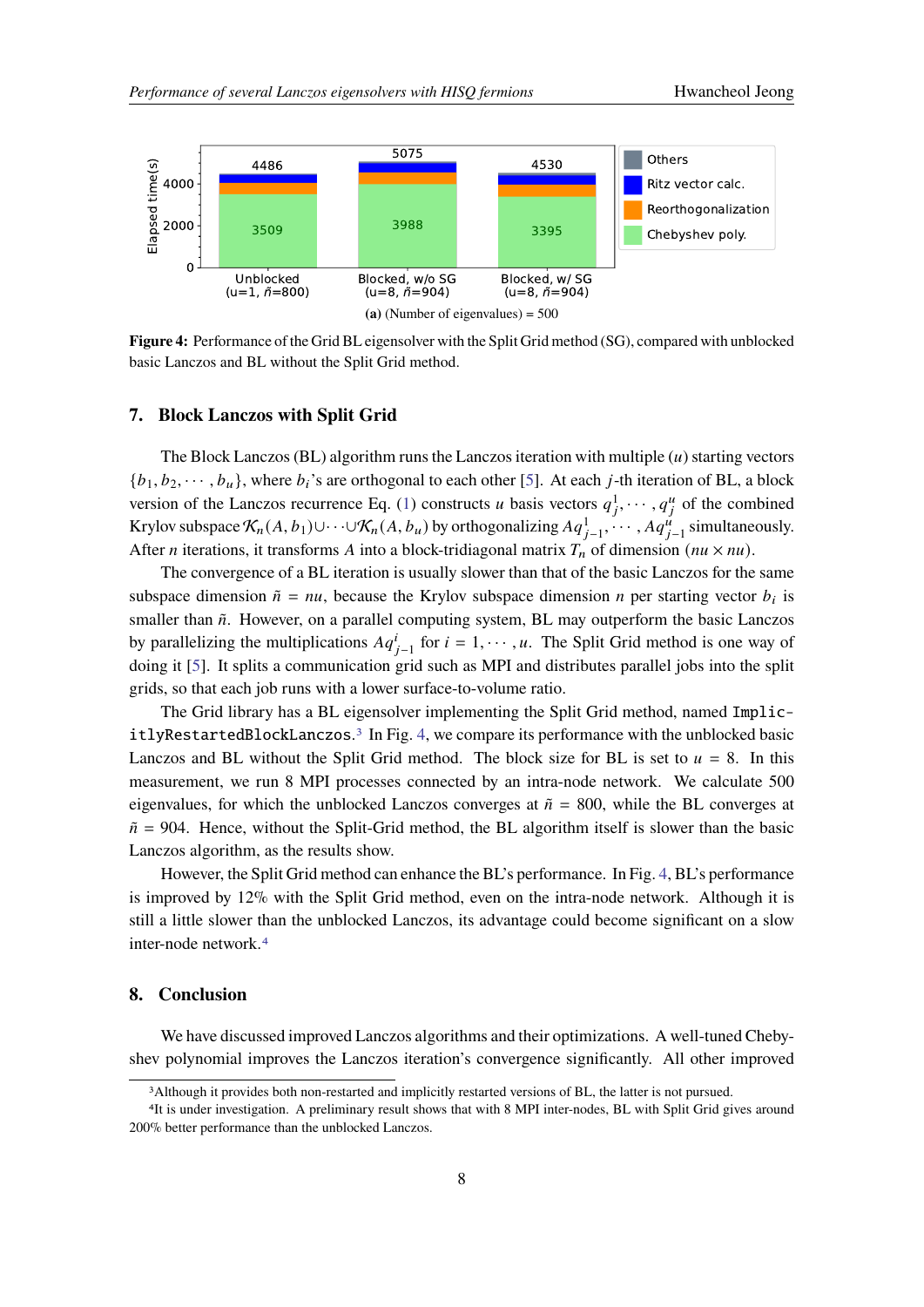(a) (Number of eigenvalues) = 500

**Figure 4:** Performance of the Grid BL eigensolver with the Split Grid method (SG), compared with unblocked basic Lanczos and BL without the Split Grid method.

## 7. Block Lanczos with Split Grid

The Block Lanczos (BL) algorithm runs the Lanczos iteration with multiple ($u$) starting vectors $\{b_1, b_2, \cdots, b_u\}$, where $b_i$'s are orthogonal to each other [5]. At each $j$-th iteration of BL, a block version of the Lanczos recurrence Eq. (1) constructs $u$ basis vectors $q_j^1, \cdots, q_j^u$ of the combined Krylov subspace $\mathcal{K}_n(A, b_1) \cup \cdots \cup \mathcal{K}_n(A, b_u)$ by orthogonalizing $Aq_{j-1}^1, \cdots, Aq_{j-1}^u$ simultaneously. After $n$ iterations, it transforms $A$ into a block-tridiagonal matrix $T_n$ of dimension $(nu \times nu)$.

The convergence of a BL iteration is usually slower than that of the basic Lanczos for the same subspace dimension $\tilde{n} = nu$, because the Krylov subspace dimension $n$ per starting vector $b_i$ is smaller than $\tilde{n}$. However, on a parallel computing system, BL may outperform the basic Lanczos by parallelizing the multiplications $Aq_{j-1}^i$ for $i = 1, \cdots, u$. The Split Grid method is one way of doing it [5]. It splits a communication grid such as MPI and distributes parallel jobs into the split grids, so that each job runs with a lower surface-to-volume ratio.

The Grid library has a BL eigensolver implementing the Split Grid method, named `ImplicitlyRestartedBlockLanczos`.[3] In Fig. 4, we compare its performance with the unblocked basic Lanczos and BL without the Split Grid method. The block size for BL is set to $u = 8$. In this measurement, we run 8 MPI processes connected by an intra-node network. We calculate 500 eigenvalues, for which the unblocked Lanczos converges at $\tilde{n} = 800$, while the BL converges at $\tilde{n} = 904$. Hence, without the Split-Grid method, the BL algorithm itself is slower than the basic Lanczos algorithm, as the results show.

However, the Split Grid method can enhance the BL's performance. In Fig. 4, BL's performance is improved by 12% with the Split Grid method, even on the intra-node network. Although it is still a little slower than the unblocked Lanczos, its advantage could become significant on a slow inter-node network.[4]

## 8. Conclusion

We have discussed improved Lanczos algorithms and their optimizations. A well-tuned Chebyshev polynomial improves the Lanczos iteration's convergence significantly. All other improved

[3] Although it provides both non-restarted and implicitly restarted versions of BL, the latter is not pursued.

[4] It is under investigation. A preliminary result shows that with 8 MPI inter-nodes, BL with Split Grid gives around 200% better performance than the unblocked Lanczos.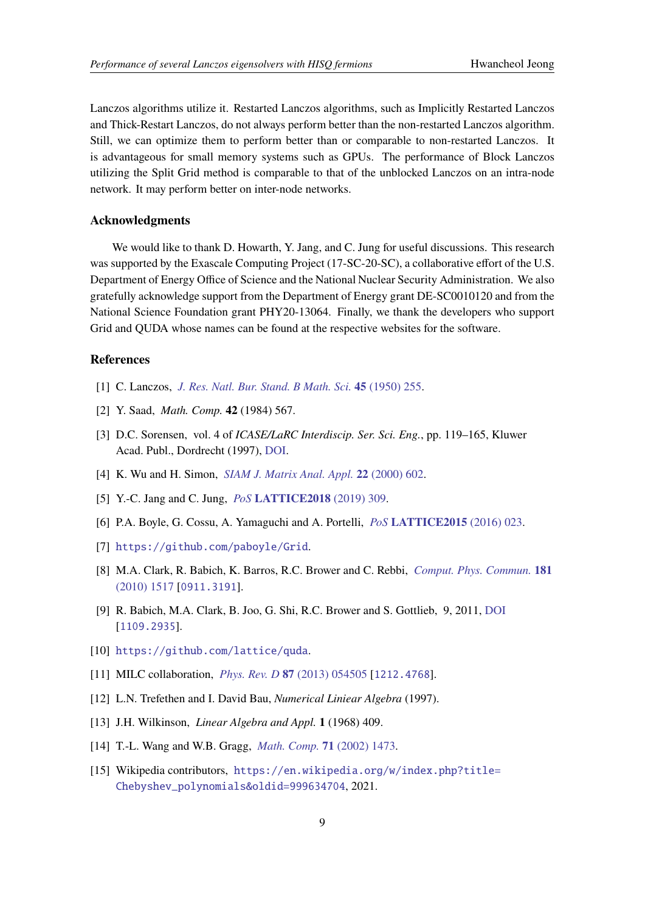Lanczos algorithms utilize it. Restarted Lanczos algorithms, such as Implicitly Restarted Lanczos and Thick-Restart Lanczos, do not always perform better than the non-restarted Lanczos algorithm. Still, we can optimize them to perform better than or comparable to non-restarted Lanczos. It is advantageous for small memory systems such as GPUs. The performance of Block Lanczos utilizing the Split Grid method is comparable to that of the unblocked Lanczos on an intra-node network. It may perform better on inter-node networks.

## Acknowledgments

We would like to thank D. Howarth, Y. Jang, and C. Jung for useful discussions. This research was supported by the Exascale Computing Project (17-SC-20-SC), a collaborative effort of the U.S. Department of Energy Office of Science and the National Nuclear Security Administration. We also gratefully acknowledge support from the Department of Energy grant DE-SC0010120 and from the National Science Foundation grant PHY20-13064. Finally, we thank the developers who support Grid and QUDA whose names can be found at the respective websites for the software.

## References

[1] C. Lanczos, *J. Res. Natl. Bur. Stand. B Math. Sci.* **45** (1950) 255.

[2] Y. Saad, *Math. Comp.* **42** (1984) 567.

[3] D.C. Sorensen, vol. 4 of *ICASE/LaRC Interdiscip. Ser. Sci. Eng.*, pp. 119–165, Kluwer Acad. Publ., Dordrecht (1997), DOI.

[4] K. Wu and H. Simon, *SIAM J. Matrix Anal. Appl.* **22** (2000) 602.

[5] Y.-C. Jang and C. Jung, *PoS* **LATTICE2018** (2019) 309.

[6] P.A. Boyle, G. Cossu, A. Yamaguchi and A. Portelli, *PoS* **LATTICE2015** (2016) 023.

[7] `https://github.com/paboyle/Grid`.

[8] M.A. Clark, R. Babich, K. Barros, R.C. Brower and C. Rebbi, *Comput. Phys. Commun.* **181** (2010) 1517 [`0911.3191`].

[9] R. Babich, M.A. Clark, B. Joo, G. Shi, R.C. Brower and S. Gottlieb, 9, 2011, DOI [`1109.2935`].

[10] `https://github.com/lattice/quda`.

[11] MILC collaboration, *Phys. Rev. D* **87** (2013) 054505 [`1212.4768`].

[12] L.N. Trefethen and I. David Bau, *Numerical Liniear Algebra* (1997).

[13] J.H. Wilkinson, *Linear Algebra and Appl.* **1** (1968) 409.

[14] T.-L. Wang and W.B. Gragg, *Math. Comp.* **71** (2002) 1473.

[15] Wikipedia contributors, `https://en.wikipedia.org/w/index.php?title=Chebyshev_polynomials&oldid=999634704`, 2021.